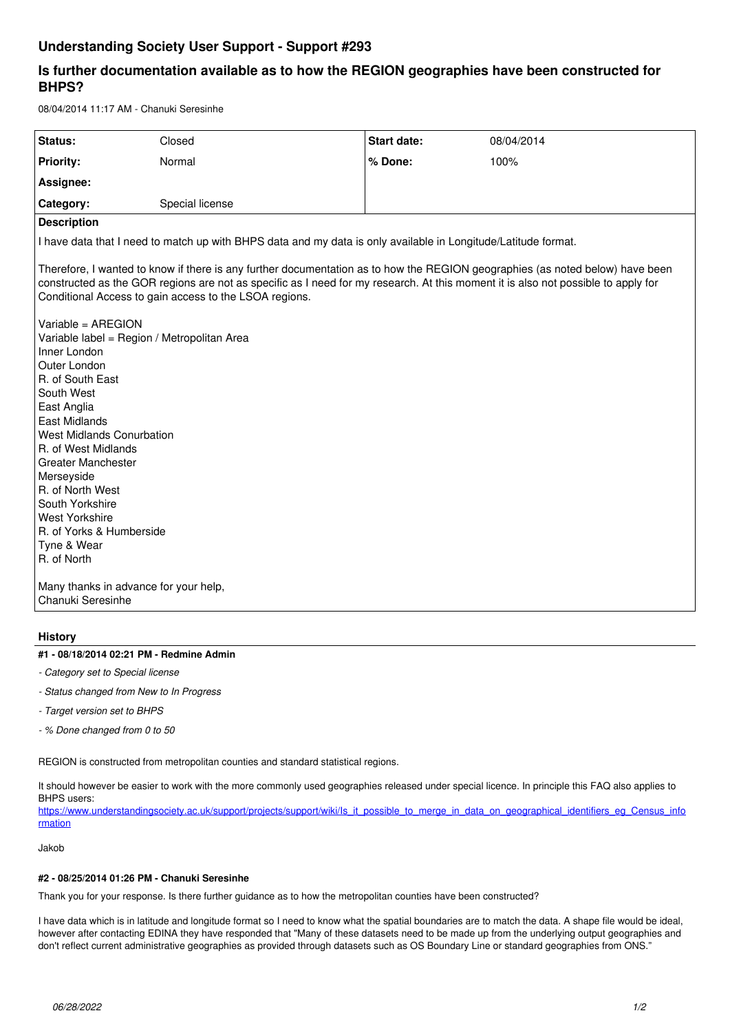# Understanding Society User Support - Support #293

## Is further documentation available as to how the REGION geographies have been constructed for BHPS?

08/04/2014 11:17 AM - Chanuki Seresinhe

| | | | |
|---|---|---|---|
| **Status:** | Closed | **Start date:** | 08/04/2014 |
| **Priority:** | Normal | **% Done:** | 100% |
| **Assignee:** | | | |
| **Category:** | Special license | | |

**Description**

I have data that I need to match up with BHPS data and my data is only available in Longitude/Latitude format.

Therefore, I wanted to know if there is any further documentation as to how the REGION geographies (as noted below) have been constructed as the GOR regions are not as specific as I need for my research. At this moment it is also not possible to apply for Conditional Access to gain access to the LSOA regions.

Variable = AREGION
Variable label = Region / Metropolitan Area
Inner London
Outer London
R. of South East
South West
East Anglia
East Midlands
West Midlands Conurbation
R. of West Midlands
Greater Manchester
Merseyside
R. of North West
South Yorkshire
West Yorkshire
R. of Yorks & Humberside
Tyne & Wear
R. of North

Many thanks in advance for your help,
Chanuki Seresinhe

## History

#### #1 - 08/18/2014 02:21 PM - Redmine Admin

- *Category set to Special license*
- *Status changed from New to In Progress*
- *Target version set to BHPS*
- *% Done changed from 0 to 50*

REGION is constructed from metropolitan counties and standard statistical regions.

It should however be easier to work with the more commonly used geographies released under special licence. In principle this FAQ also applies to BHPS users:
https://www.understandingsociety.ac.uk/support/projects/support/wiki/Is_it_possible_to_merge_in_data_on_geographical_identifiers_eg_Census_information

Jakob

#### #2 - 08/25/2014 01:26 PM - Chanuki Seresinhe

Thank you for your response. Is there further guidance as to how the metropolitan counties have been constructed?

I have data which is in latitude and longitude format so I need to know what the spatial boundaries are to match the data. A shape file would be ideal, however after contacting EDINA they have responded that "Many of these datasets need to be made up from the underlying output geographies and don't reflect current administrative geographies as provided through datasets such as OS Boundary Line or standard geographies from ONS."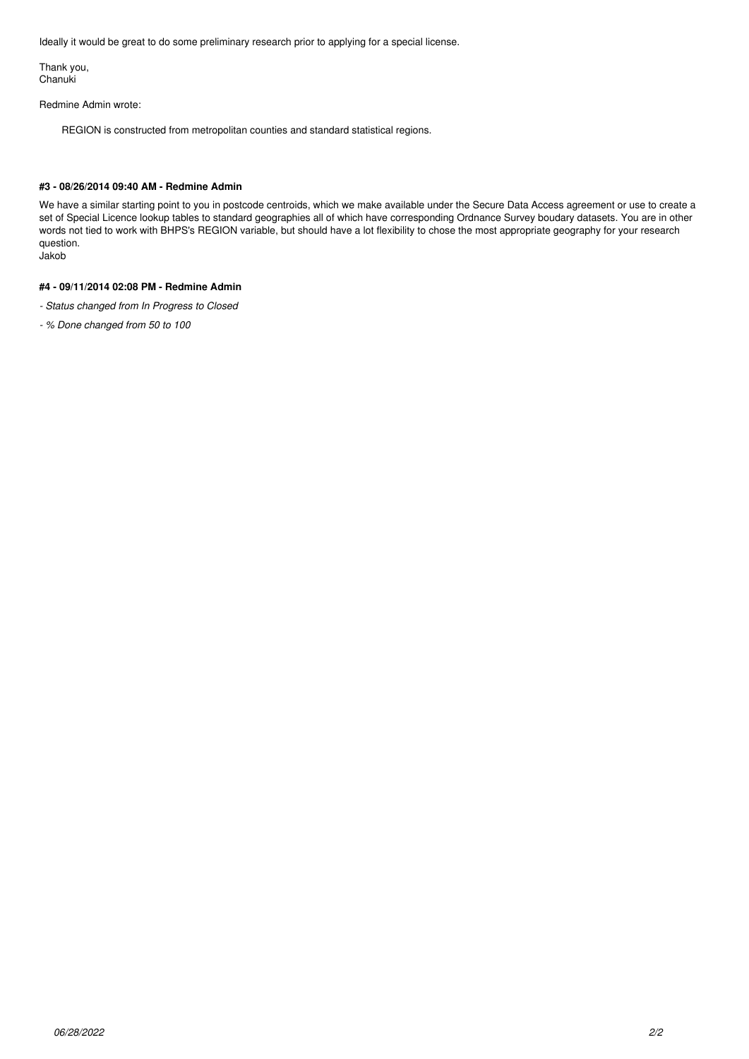Ideally it would be great to do some preliminary research prior to applying for a special license.

Thank you,
Chanuki

Redmine Admin wrote:

> REGION is constructed from metropolitan counties and standard statistical regions.

#### #3 - 08/26/2014 09:40 AM - Redmine Admin

We have a similar starting point to you in postcode centroids, which we make available under the Secure Data Access agreement or use to create a set of Special Licence lookup tables to standard geographies all of which have corresponding Ordnance Survey boudary datasets. You are in other words not tied to work with BHPS's REGION variable, but should have a lot flexibility to chose the most appropriate geography for your research question.
Jakob

#### #4 - 09/11/2014 02:08 PM - Redmine Admin

- *Status changed from In Progress to Closed*
- *% Done changed from 50 to 100*